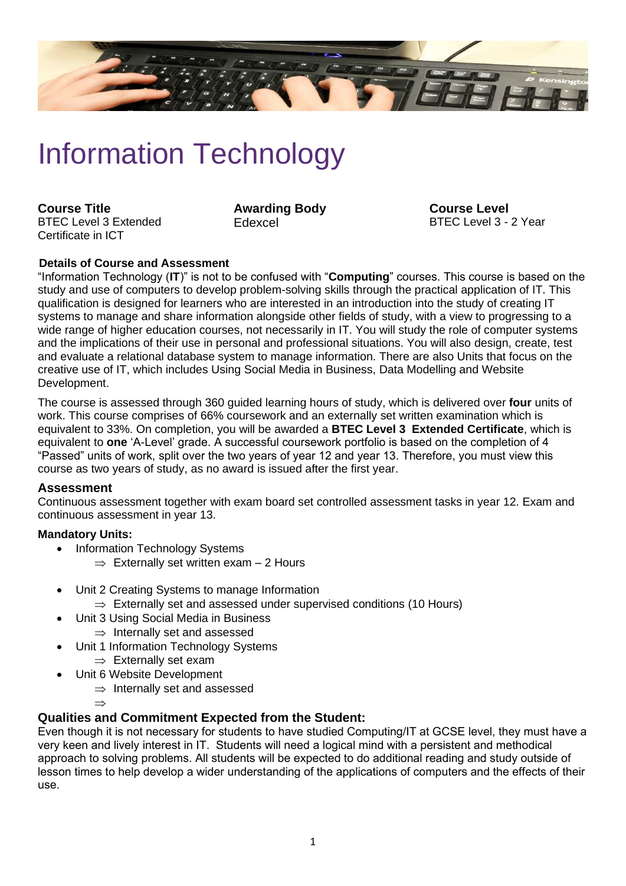# Information Technology

**Course Title**
BTEC Level 3 Extended Certificate in ICT

**Awarding Body**
Edexcel

**Course Level**
BTEC Level 3 - 2 Year

**Details of Course and Assessment**

"Information Technology (**IT**)" is not to be confused with "**Computing**" courses. This course is based on the study and use of computers to develop problem-solving skills through the practical application of IT. This qualification is designed for learners who are interested in an introduction into the study of creating IT systems to manage and share information alongside other fields of study, with a view to progressing to a wide range of higher education courses, not necessarily in IT. You will study the role of computer systems and the implications of their use in personal and professional situations. You will also design, create, test and evaluate a relational database system to manage information. There are also Units that focus on the creative use of IT, which includes Using Social Media in Business, Data Modelling and Website Development.

The course is assessed through 360 guided learning hours of study, which is delivered over **four** units of work. This course comprises of 66% coursework and an externally set written examination which is equivalent to 33%. On completion, you will be awarded a **BTEC Level 3 Extended Certificate**, which is equivalent to **one** 'A-Level' grade. A successful coursework portfolio is based on the completion of 4 "Passed" units of work, split over the two years of year 12 and year 13. Therefore, you must view this course as two years of study, as no award is issued after the first year.

## Assessment

Continuous assessment together with exam board set controlled assessment tasks in year 12. Exam and continuous assessment in year 13.

**Mandatory Units:**

- Information Technology Systems
  - ⇒ Externally set written exam – 2 Hours
- Unit 2 Creating Systems to manage Information
  - ⇒ Externally set and assessed under supervised conditions (10 Hours)
- Unit 3 Using Social Media in Business
  - ⇒ Internally set and assessed
- Unit 1 Information Technology Systems
  - ⇒ Externally set exam
- Unit 6 Website Development
  - ⇒ Internally set and assessed
  - ⇒

## Qualities and Commitment Expected from the Student:

Even though it is not necessary for students to have studied Computing/IT at GCSE level, they must have a very keen and lively interest in IT. Students will need a logical mind with a persistent and methodical approach to solving problems. All students will be expected to do additional reading and study outside of lesson times to help develop a wider understanding of the applications of computers and the effects of their use.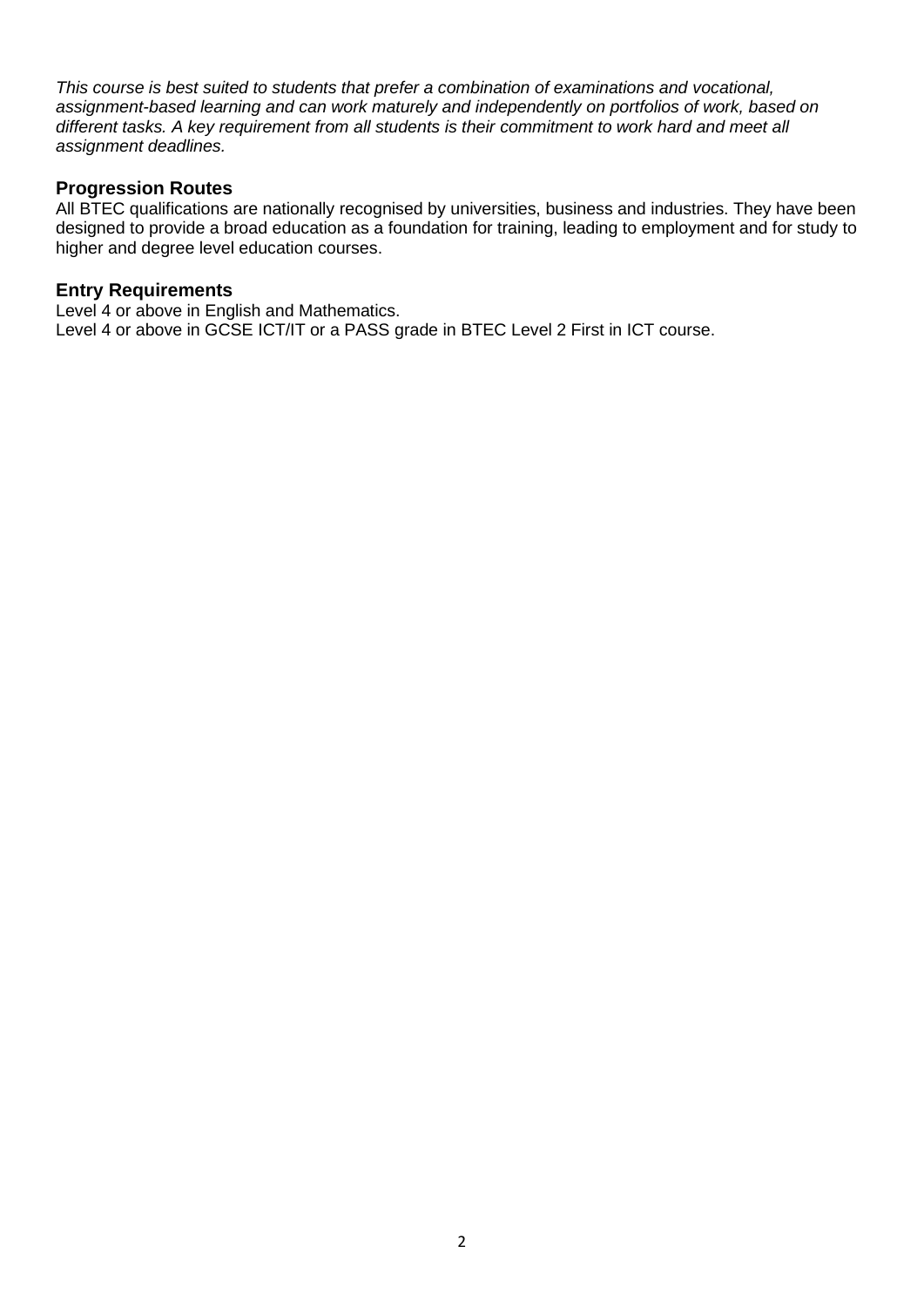*This course is best suited to students that prefer a combination of examinations and vocational, assignment-based learning and can work maturely and independently on portfolios of work, based on different tasks. A key requirement from all students is their commitment to work hard and meet all assignment deadlines.*

### Progression Routes

All BTEC qualifications are nationally recognised by universities, business and industries. They have been designed to provide a broad education as a foundation for training, leading to employment and for study to higher and degree level education courses.

### Entry Requirements

Level 4 or above in English and Mathematics.
Level 4 or above in GCSE ICT/IT or a PASS grade in BTEC Level 2 First in ICT course.